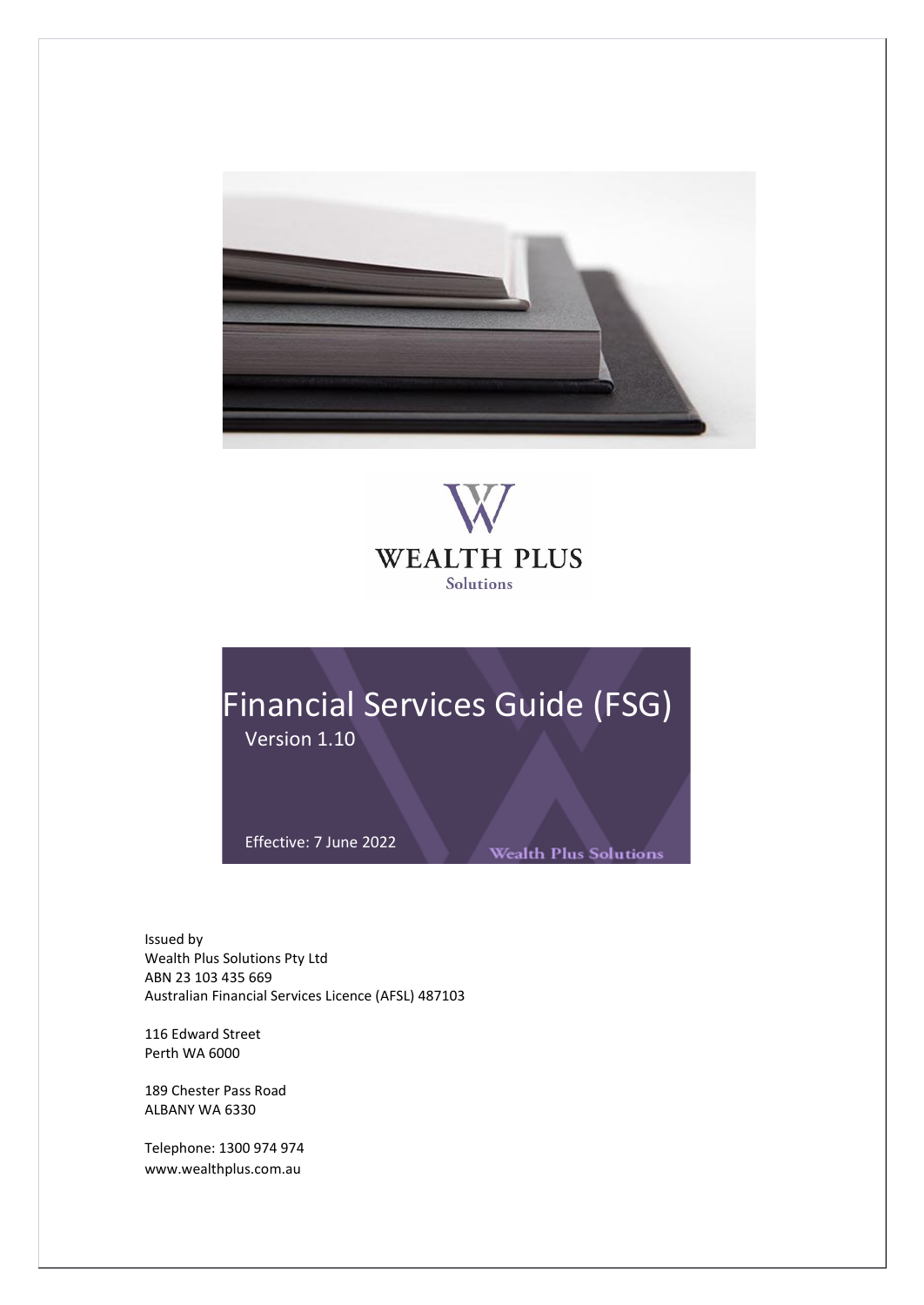WEALTH PLUS
Solutions

# Financial Services Guide (FSG)

Version 1.10

Effective: 7 June 2022

Wealth Plus Solutions

Issued by
Wealth Plus Solutions Pty Ltd
ABN 23 103 435 669
Australian Financial Services Licence (AFSL) 487103

116 Edward Street
Perth WA 6000

189 Chester Pass Road
ALBANY WA 6330

Telephone: 1300 974 974
www.wealthplus.com.au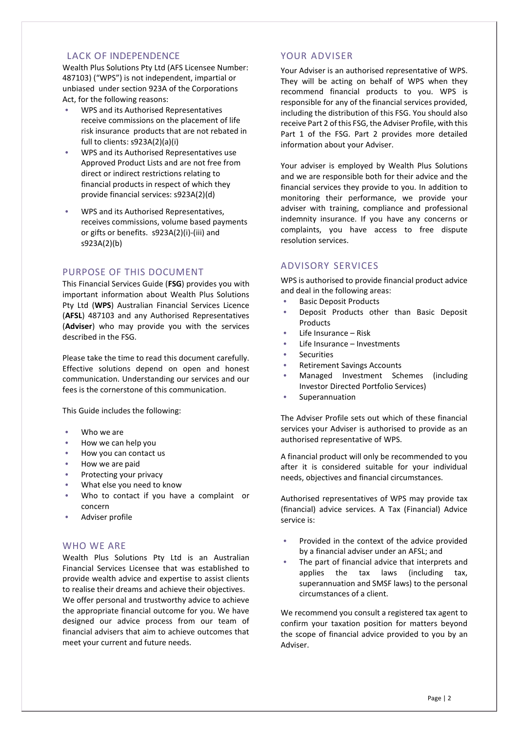## LACK OF INDEPENDENCE

Wealth Plus Solutions Pty Ltd (AFS Licensee Number: 487103) ("WPS") is not independent, impartial or unbiased under section 923A of the Corporations Act, for the following reasons:

- WPS and its Authorised Representatives receive commissions on the placement of life risk insurance products that are not rebated in full to clients: s923A(2)(a)(i)
- WPS and its Authorised Representatives use Approved Product Lists and are not free from direct or indirect restrictions relating to financial products in respect of which they provide financial services: s923A(2)(d)
- WPS and its Authorised Representatives, receives commissions, volume based payments or gifts or benefits. s923A(2)(i)-(iii) and s923A(2)(b)

## PURPOSE OF THIS DOCUMENT

This Financial Services Guide (**FSG**) provides you with important information about Wealth Plus Solutions Pty Ltd (**WPS**) Australian Financial Services Licence (**AFSL**) 487103 and any Authorised Representatives (**Adviser**) who may provide you with the services described in the FSG.

Please take the time to read this document carefully. Effective solutions depend on open and honest communication. Understanding our services and our fees is the cornerstone of this communication.

This Guide includes the following:

- Who we are
- How we can help you
- How you can contact us
- How we are paid
- Protecting your privacy
- What else you need to know
- Who to contact if you have a complaint or concern
- Adviser profile

## WHO WE ARE

Wealth Plus Solutions Pty Ltd is an Australian Financial Services Licensee that was established to provide wealth advice and expertise to assist clients to realise their dreams and achieve their objectives.
We offer personal and trustworthy advice to achieve the appropriate financial outcome for you. We have designed our advice process from our team of financial advisers that aim to achieve outcomes that meet your current and future needs.

## YOUR ADVISER

Your Adviser is an authorised representative of WPS. They will be acting on behalf of WPS when they recommend financial products to you. WPS is responsible for any of the financial services provided, including the distribution of this FSG. You should also receive Part 2 of this FSG, the Adviser Profile, with this Part 1 of the FSG. Part 2 provides more detailed information about your Adviser.

Your adviser is employed by Wealth Plus Solutions and we are responsible both for their advice and the financial services they provide to you. In addition to monitoring their performance, we provide your adviser with training, compliance and professional indemnity insurance. If you have any concerns or complaints, you have access to free dispute resolution services.

## ADVISORY SERVICES

WPS is authorised to provide financial product advice and deal in the following areas:

- Basic Deposit Products
- Deposit Products other than Basic Deposit Products
- Life Insurance – Risk
- Life Insurance – Investments
- Securities
- Retirement Savings Accounts
- Managed Investment Schemes (including Investor Directed Portfolio Services)
- Superannuation

The Adviser Profile sets out which of these financial services your Adviser is authorised to provide as an authorised representative of WPS.

A financial product will only be recommended to you after it is considered suitable for your individual needs, objectives and financial circumstances.

Authorised representatives of WPS may provide tax (financial) advice services. A Tax (Financial) Advice service is:

- Provided in the context of the advice provided by a financial adviser under an AFSL; and
- The part of financial advice that interprets and applies the tax laws (including tax, superannuation and SMSF laws) to the personal circumstances of a client.

We recommend you consult a registered tax agent to confirm your taxation position for matters beyond the scope of financial advice provided to you by an Adviser.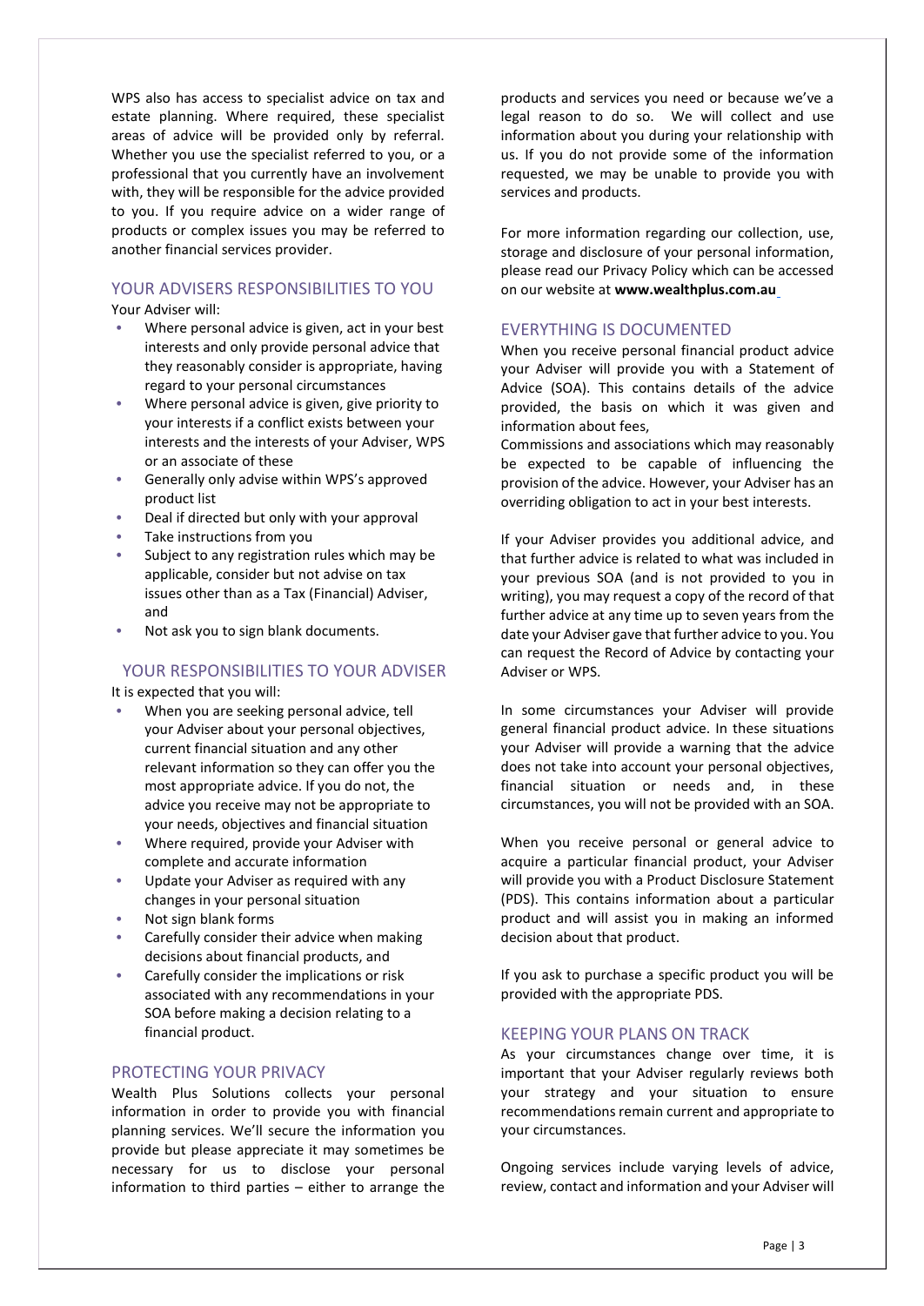WPS also has access to specialist advice on tax and estate planning. Where required, these specialist areas of advice will be provided only by referral. Whether you use the specialist referred to you, or a professional that you currently have an involvement with, they will be responsible for the advice provided to you. If you require advice on a wider range of products or complex issues you may be referred to another financial services provider.

## YOUR ADVISERS RESPONSIBILITIES TO YOU

Your Adviser will:

- Where personal advice is given, act in your best interests and only provide personal advice that they reasonably consider is appropriate, having regard to your personal circumstances
- Where personal advice is given, give priority to your interests if a conflict exists between your interests and the interests of your Adviser, WPS or an associate of these
- Generally only advise within WPS's approved product list
- Deal if directed but only with your approval
- Take instructions from you
- Subject to any registration rules which may be applicable, consider but not advise on tax issues other than as a Tax (Financial) Adviser, and
- Not ask you to sign blank documents.

## YOUR RESPONSIBILITIES TO YOUR ADVISER

It is expected that you will:

- When you are seeking personal advice, tell your Adviser about your personal objectives, current financial situation and any other relevant information so they can offer you the most appropriate advice. If you do not, the advice you receive may not be appropriate to your needs, objectives and financial situation
- Where required, provide your Adviser with complete and accurate information
- Update your Adviser as required with any changes in your personal situation
- Not sign blank forms
- Carefully consider their advice when making decisions about financial products, and
- Carefully consider the implications or risk associated with any recommendations in your SOA before making a decision relating to a financial product.

## PROTECTING YOUR PRIVACY

Wealth Plus Solutions collects your personal information in order to provide you with financial planning services. We'll secure the information you provide but please appreciate it may sometimes be necessary for us to disclose your personal information to third parties – either to arrange the products and services you need or because we've a legal reason to do so. We will collect and use information about you during your relationship with us. If you do not provide some of the information requested, we may be unable to provide you with services and products.

For more information regarding our collection, use, storage and disclosure of your personal information, please read our Privacy Policy which can be accessed on our website at **www.wealthplus.com.au**

## EVERYTHING IS DOCUMENTED

When you receive personal financial product advice your Adviser will provide you with a Statement of Advice (SOA). This contains details of the advice provided, the basis on which it was given and information about fees,

Commissions and associations which may reasonably be expected to be capable of influencing the provision of the advice. However, your Adviser has an overriding obligation to act in your best interests.

If your Adviser provides you additional advice, and that further advice is related to what was included in your previous SOA (and is not provided to you in writing), you may request a copy of the record of that further advice at any time up to seven years from the date your Adviser gave that further advice to you. You can request the Record of Advice by contacting your Adviser or WPS.

In some circumstances your Adviser will provide general financial product advice. In these situations your Adviser will provide a warning that the advice does not take into account your personal objectives, financial situation or needs and, in these circumstances, you will not be provided with an SOA.

When you receive personal or general advice to acquire a particular financial product, your Adviser will provide you with a Product Disclosure Statement (PDS). This contains information about a particular product and will assist you in making an informed decision about that product.

If you ask to purchase a specific product you will be provided with the appropriate PDS.

## KEEPING YOUR PLANS ON TRACK

As your circumstances change over time, it is important that your Adviser regularly reviews both your strategy and your situation to ensure recommendations remain current and appropriate to your circumstances.

Ongoing services include varying levels of advice, review, contact and information and your Adviser will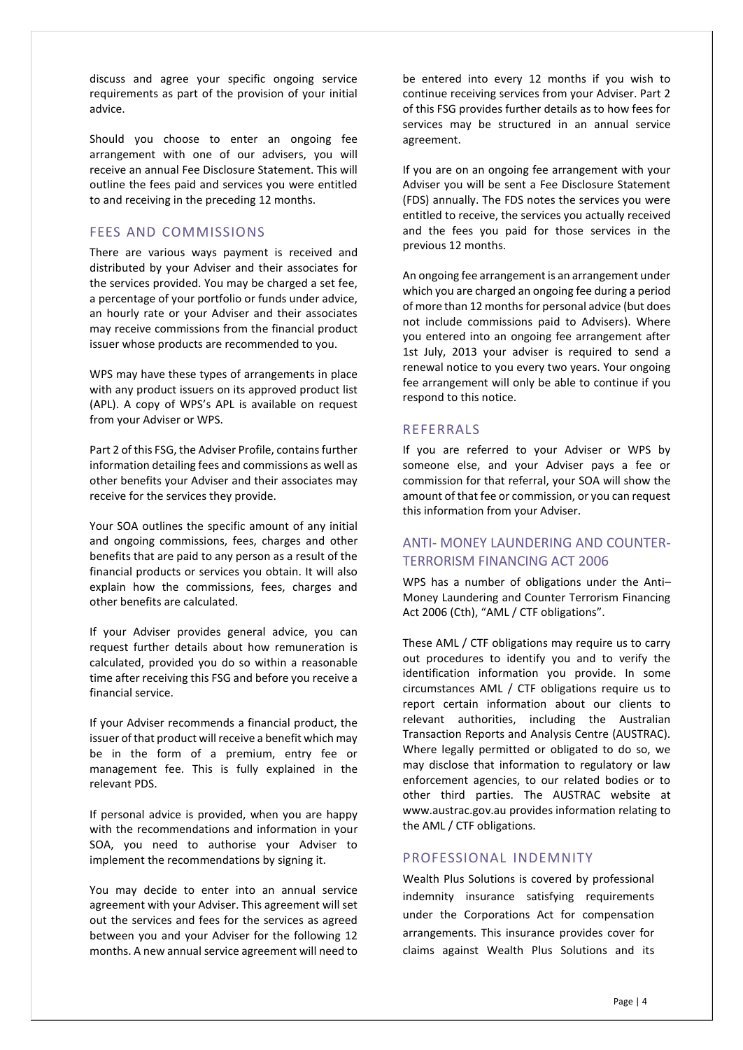discuss and agree your specific ongoing service requirements as part of the provision of your initial advice.

Should you choose to enter an ongoing fee arrangement with one of our advisers, you will receive an annual Fee Disclosure Statement. This will outline the fees paid and services you were entitled to and receiving in the preceding 12 months.

## FEES AND COMMISSIONS

There are various ways payment is received and distributed by your Adviser and their associates for the services provided. You may be charged a set fee, a percentage of your portfolio or funds under advice, an hourly rate or your Adviser and their associates may receive commissions from the financial product issuer whose products are recommended to you.

WPS may have these types of arrangements in place with any product issuers on its approved product list (APL). A copy of WPS's APL is available on request from your Adviser or WPS.

Part 2 of this FSG, the Adviser Profile, contains further information detailing fees and commissions as well as other benefits your Adviser and their associates may receive for the services they provide.

Your SOA outlines the specific amount of any initial and ongoing commissions, fees, charges and other benefits that are paid to any person as a result of the financial products or services you obtain. It will also explain how the commissions, fees, charges and other benefits are calculated.

If your Adviser provides general advice, you can request further details about how remuneration is calculated, provided you do so within a reasonable time after receiving this FSG and before you receive a financial service.

If your Adviser recommends a financial product, the issuer of that product will receive a benefit which may be in the form of a premium, entry fee or management fee. This is fully explained in the relevant PDS.

If personal advice is provided, when you are happy with the recommendations and information in your SOA, you need to authorise your Adviser to implement the recommendations by signing it.

You may decide to enter into an annual service agreement with your Adviser. This agreement will set out the services and fees for the services as agreed between you and your Adviser for the following 12 months. A new annual service agreement will need to be entered into every 12 months if you wish to continue receiving services from your Adviser. Part 2 of this FSG provides further details as to how fees for services may be structured in an annual service agreement.

If you are on an ongoing fee arrangement with your Adviser you will be sent a Fee Disclosure Statement (FDS) annually. The FDS notes the services you were entitled to receive, the services you actually received and the fees you paid for those services in the previous 12 months.

An ongoing fee arrangement is an arrangement under which you are charged an ongoing fee during a period of more than 12 months for personal advice (but does not include commissions paid to Advisers). Where you entered into an ongoing fee arrangement after 1st July, 2013 your adviser is required to send a renewal notice to you every two years. Your ongoing fee arrangement will only be able to continue if you respond to this notice.

## REFERRALS

If you are referred to your Adviser or WPS by someone else, and your Adviser pays a fee or commission for that referral, your SOA will show the amount of that fee or commission, or you can request this information from your Adviser.

## ANTI- MONEY LAUNDERING AND COUNTER-TERRORISM FINANCING ACT 2006

WPS has a number of obligations under the Anti–Money Laundering and Counter Terrorism Financing Act 2006 (Cth), "AML / CTF obligations".

These AML / CTF obligations may require us to carry out procedures to identify you and to verify the identification information you provide. In some circumstances AML / CTF obligations require us to report certain information about our clients to relevant authorities, including the Australian Transaction Reports and Analysis Centre (AUSTRAC). Where legally permitted or obligated to do so, we may disclose that information to regulatory or law enforcement agencies, to our related bodies or to other third parties. The AUSTRAC website at www.austrac.gov.au provides information relating to the AML / CTF obligations.

## PROFESSIONAL INDEMNITY

Wealth Plus Solutions is covered by professional indemnity insurance satisfying requirements under the Corporations Act for compensation arrangements. This insurance provides cover for claims against Wealth Plus Solutions and its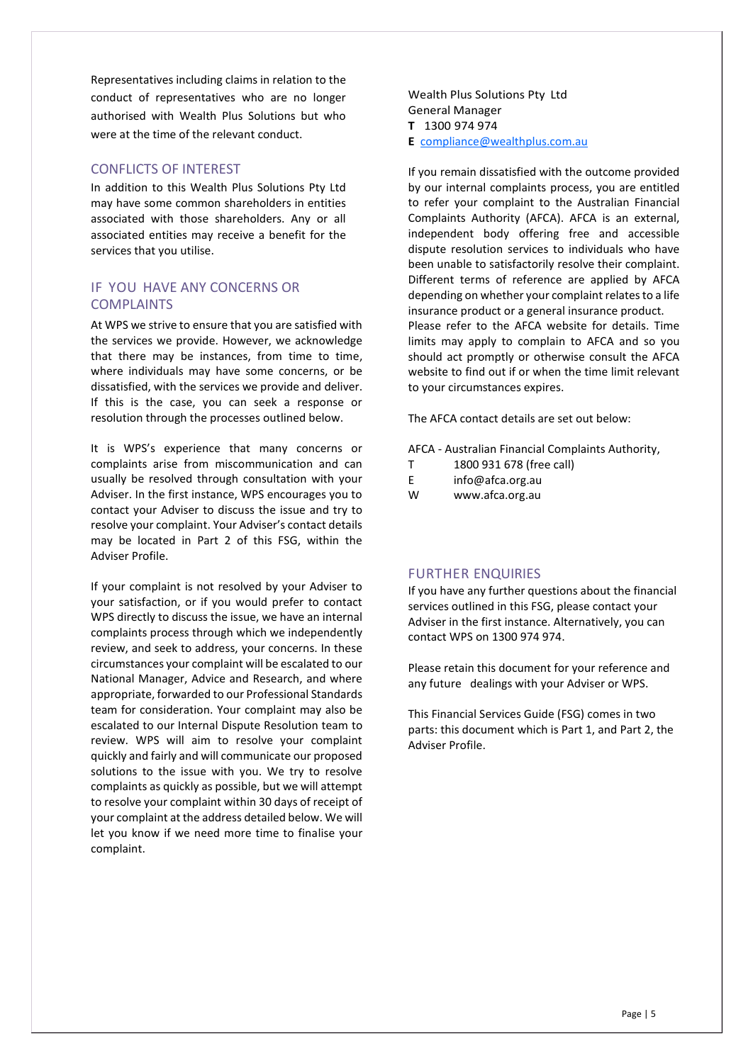Representatives including claims in relation to the conduct of representatives who are no longer authorised with Wealth Plus Solutions but who were at the time of the relevant conduct.

## CONFLICTS OF INTEREST

In addition to this Wealth Plus Solutions Pty Ltd may have some common shareholders in entities associated with those shareholders. Any or all associated entities may receive a benefit for the services that you utilise.

## IF YOU HAVE ANY CONCERNS OR COMPLAINTS

At WPS we strive to ensure that you are satisfied with the services we provide. However, we acknowledge that there may be instances, from time to time, where individuals may have some concerns, or be dissatisfied, with the services we provide and deliver. If this is the case, you can seek a response or resolution through the processes outlined below.

It is WPS's experience that many concerns or complaints arise from miscommunication and can usually be resolved through consultation with your Adviser. In the first instance, WPS encourages you to contact your Adviser to discuss the issue and try to resolve your complaint. Your Adviser's contact details may be located in Part 2 of this FSG, within the Adviser Profile.

If your complaint is not resolved by your Adviser to your satisfaction, or if you would prefer to contact WPS directly to discuss the issue, we have an internal complaints process through which we independently review, and seek to address, your concerns. In these circumstances your complaint will be escalated to our National Manager, Advice and Research, and where appropriate, forwarded to our Professional Standards team for consideration. Your complaint may also be escalated to our Internal Dispute Resolution team to review. WPS will aim to resolve your complaint quickly and fairly and will communicate our proposed solutions to the issue with you. We try to resolve complaints as quickly as possible, but we will attempt to resolve your complaint within 30 days of receipt of your complaint at the address detailed below. We will let you know if we need more time to finalise your complaint.

Wealth Plus Solutions Pty Ltd
General Manager
**T** 1300 974 974
**E** compliance@wealthplus.com.au

If you remain dissatisfied with the outcome provided by our internal complaints process, you are entitled to refer your complaint to the Australian Financial Complaints Authority (AFCA). AFCA is an external, independent body offering free and accessible dispute resolution services to individuals who have been unable to satisfactorily resolve their complaint. Different terms of reference are applied by AFCA depending on whether your complaint relates to a life insurance product or a general insurance product. Please refer to the AFCA website for details. Time limits may apply to complain to AFCA and so you should act promptly or otherwise consult the AFCA website to find out if or when the time limit relevant to your circumstances expires.

The AFCA contact details are set out below:

AFCA - Australian Financial Complaints Authority,
T 1800 931 678 (free call)
E info@afca.org.au
W www.afca.org.au

## FURTHER ENQUIRIES

If you have any further questions about the financial services outlined in this FSG, please contact your Adviser in the first instance. Alternatively, you can contact WPS on 1300 974 974.

Please retain this document for your reference and any future dealings with your Adviser or WPS.

This Financial Services Guide (FSG) comes in two parts: this document which is Part 1, and Part 2, the Adviser Profile.